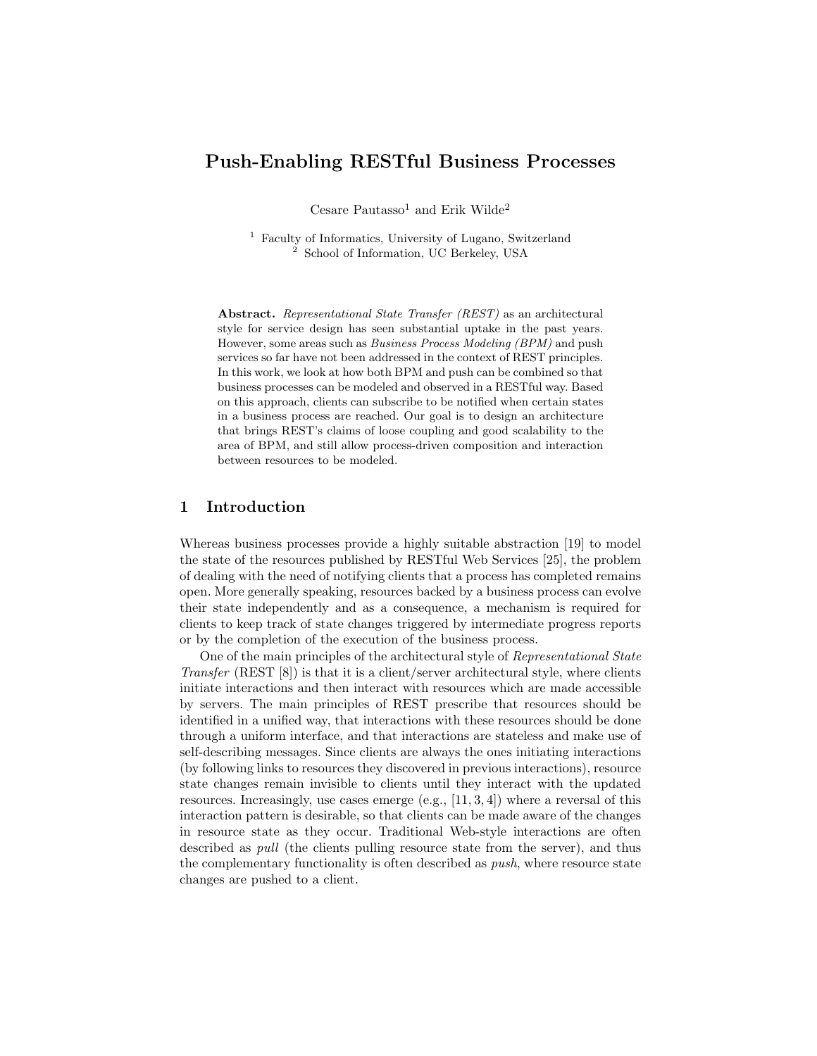# Push-Enabling RESTful Business Processes

Cesare Pautasso[1] and Erik Wilde[2]

[1] Faculty of Informatics, University of Lugano, Switzerland
[2] School of Information, UC Berkeley, USA

**Abstract.** *Representational State Transfer (REST)* as an architectural style for service design has seen substantial uptake in the past years. However, some areas such as *Business Process Modeling (BPM)* and push services so far have not been addressed in the context of REST principles. In this work, we look at how both BPM and push can be combined so that business processes can be modeled and observed in a RESTful way. Based on this approach, clients can subscribe to be notified when certain states in a business process are reached. Our goal is to design an architecture that brings REST's claims of loose coupling and good scalability to the area of BPM, and still allow process-driven composition and interaction between resources to be modeled.

## 1 Introduction

Whereas business processes provide a highly suitable abstraction [19] to model the state of the resources published by RESTful Web Services [25], the problem of dealing with the need of notifying clients that a process has completed remains open. More generally speaking, resources backed by a business process can evolve their state independently and as a consequence, a mechanism is required for clients to keep track of state changes triggered by intermediate progress reports or by the completion of the execution of the business process.

One of the main principles of the architectural style of *Representational State Transfer* (REST [8]) is that it is a client/server architectural style, where clients initiate interactions and then interact with resources which are made accessible by servers. The main principles of REST prescribe that resources should be identified in a unified way, that interactions with these resources should be done through a uniform interface, and that interactions are stateless and make use of self-describing messages. Since clients are always the ones initiating interactions (by following links to resources they discovered in previous interactions), resource state changes remain invisible to clients until they interact with the updated resources. Increasingly, use cases emerge (e.g., [11, 3, 4]) where a reversal of this interaction pattern is desirable, so that clients can be made aware of the changes in resource state as they occur. Traditional Web-style interactions are often described as *pull* (the clients pulling resource state from the server), and thus the complementary functionality is often described as *push*, where resource state changes are pushed to a client.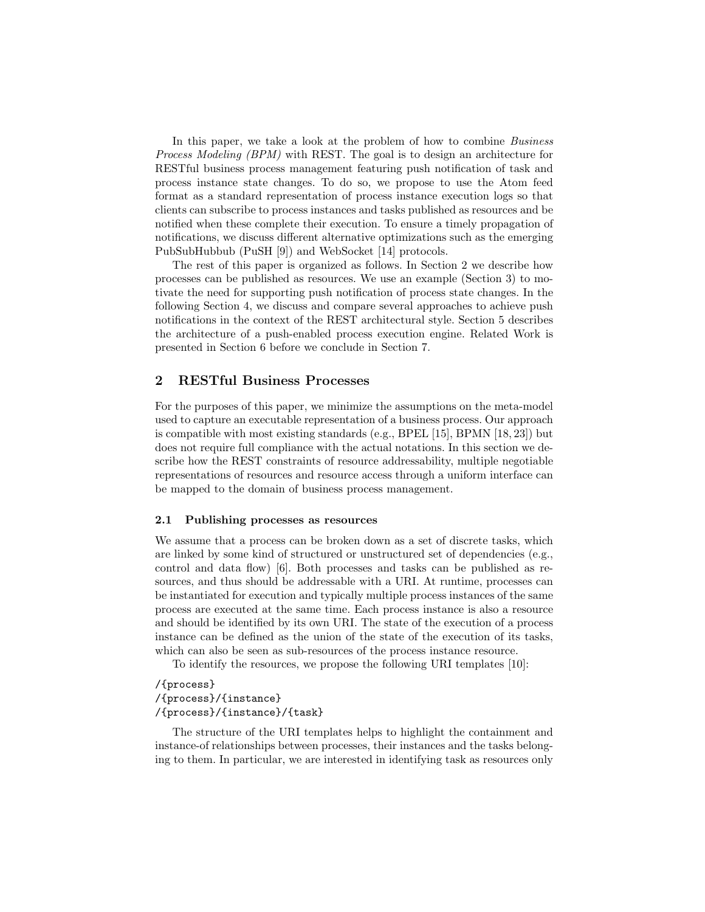In this paper, we take a look at the problem of how to combine *Business Process Modeling (BPM)* with REST. The goal is to design an architecture for RESTful business process management featuring push notification of task and process instance state changes. To do so, we propose to use the Atom feed format as a standard representation of process instance execution logs so that clients can subscribe to process instances and tasks published as resources and be notified when these complete their execution. To ensure a timely propagation of notifications, we discuss different alternative optimizations such as the emerging PubSubHubbub (PuSH [9]) and WebSocket [14] protocols.

The rest of this paper is organized as follows. In Section 2 we describe how processes can be published as resources. We use an example (Section 3) to motivate the need for supporting push notification of process state changes. In the following Section 4, we discuss and compare several approaches to achieve push notifications in the context of the REST architectural style. Section 5 describes the architecture of a push-enabled process execution engine. Related Work is presented in Section 6 before we conclude in Section 7.

## 2 RESTful Business Processes

For the purposes of this paper, we minimize the assumptions on the meta-model used to capture an executable representation of a business process. Our approach is compatible with most existing standards (e.g., BPEL [15], BPMN [18, 23]) but does not require full compliance with the actual notations. In this section we describe how the REST constraints of resource addressability, multiple negotiable representations of resources and resource access through a uniform interface can be mapped to the domain of business process management.

### 2.1 Publishing processes as resources

We assume that a process can be broken down as a set of discrete tasks, which are linked by some kind of structured or unstructured set of dependencies (e.g., control and data flow) [6]. Both processes and tasks can be published as resources, and thus should be addressable with a URI. At runtime, processes can be instantiated for execution and typically multiple process instances of the same process are executed at the same time. Each process instance is also a resource and should be identified by its own URI. The state of the execution of a process instance can be defined as the union of the state of the execution of its tasks, which can also be seen as sub-resources of the process instance resource.

To identify the resources, we propose the following URI templates [10]:

```
/{process}
/{process}/{instance}
/{process}/{instance}/{task}
```

The structure of the URI templates helps to highlight the containment and instance-of relationships between processes, their instances and the tasks belonging to them. In particular, we are interested in identifying task as resources only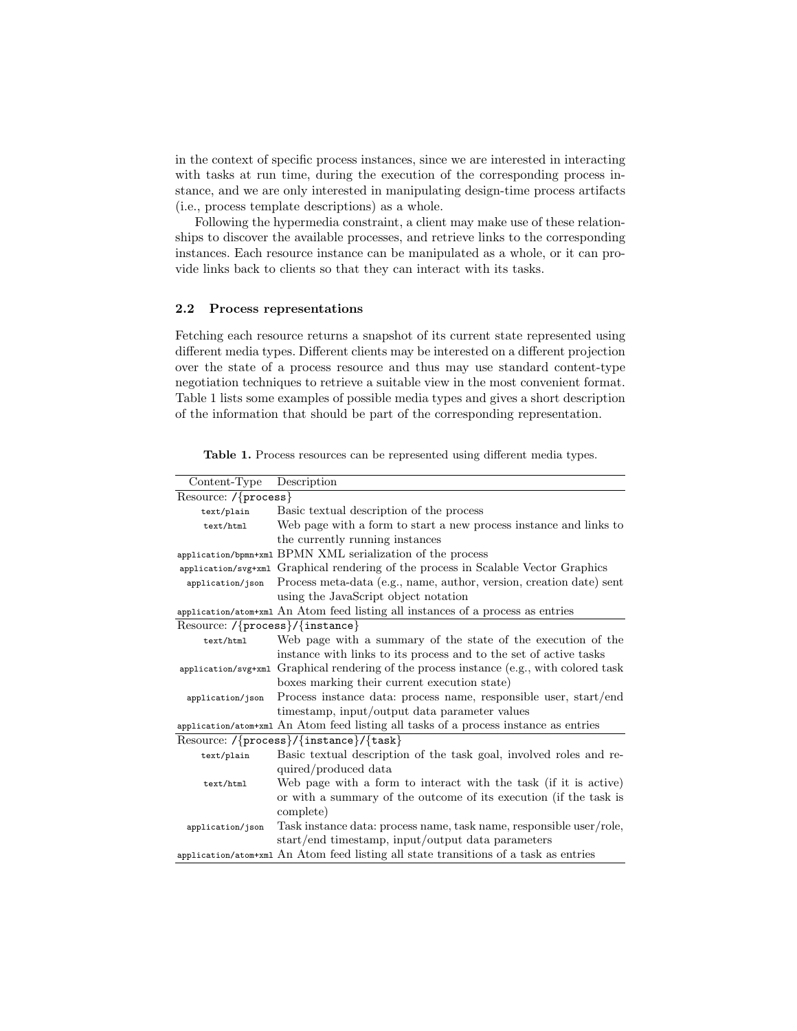in the context of specific process instances, since we are interested in interacting with tasks at run time, during the execution of the corresponding process instance, and we are only interested in manipulating design-time process artifacts (i.e., process template descriptions) as a whole.

Following the hypermedia constraint, a client may make use of these relationships to discover the available processes, and retrieve links to the corresponding instances. Each resource instance can be manipulated as a whole, or it can provide links back to clients so that they can interact with its tasks.

### 2.2 Process representations

Fetching each resource returns a snapshot of its current state represented using different media types. Different clients may be interested on a different projection over the state of a process resource and thus may use standard content-type negotiation techniques to retrieve a suitable view in the most convenient format. Table 1 lists some examples of possible media types and gives a short description of the information that should be part of the corresponding representation.

**Table 1.** Process resources can be represented using different media types.

| Content-Type | Description |
|---|---|
| Resource: `/{process}` | |
| `text/plain` | Basic textual description of the process |
| `text/html` | Web page with a form to start a new process instance and links to the currently running instances |
| `application/bpmn+xml` | BPMN XML serialization of the process |
| `application/svg+xml` | Graphical rendering of the process in Scalable Vector Graphics |
| `application/json` | Process meta-data (e.g., name, author, version, creation date) sent using the JavaScript object notation |
| `application/atom+xml` | An Atom feed listing all instances of a process as entries |
| Resource: `/{process}/{instance}` | |
| `text/html` | Web page with a summary of the state of the execution of the instance with links to its process and to the set of active tasks |
| `application/svg+xml` | Graphical rendering of the process instance (e.g., with colored task boxes marking their current execution state) |
| `application/json` | Process instance data: process name, responsible user, start/end timestamp, input/output data parameter values |
| `application/atom+xml` | An Atom feed listing all tasks of a process instance as entries |
| Resource: `/{process}/{instance}/{task}` | |
| `text/plain` | Basic textual description of the task goal, involved roles and required/produced data |
| `text/html` | Web page with a form to interact with the task (if it is active) or with a summary of the outcome of its execution (if the task is complete) |
| `application/json` | Task instance data: process name, task name, responsible user/role, start/end timestamp, input/output data parameters |
| `application/atom+xml` | An Atom feed listing all state transitions of a task as entries |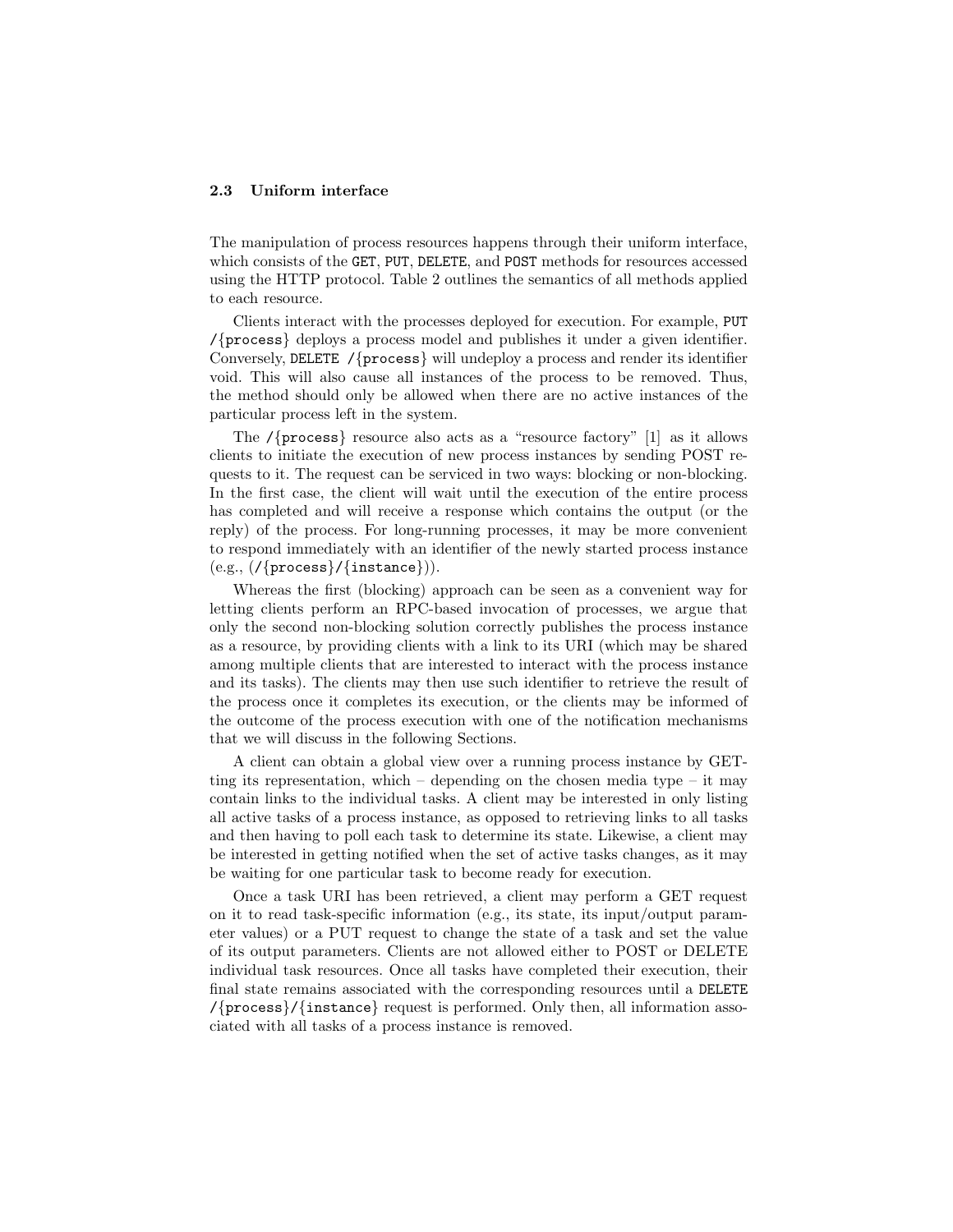### 2.3 Uniform interface

The manipulation of process resources happens through their uniform interface, which consists of the `GET`, `PUT`, `DELETE`, and `POST` methods for resources accessed using the HTTP protocol. Table 2 outlines the semantics of all methods applied to each resource.

Clients interact with the processes deployed for execution. For example, `PUT /{process}` deploys a process model and publishes it under a given identifier. Conversely, `DELETE /{process}` will undeploy a process and render its identifier void. This will also cause all instances of the process to be removed. Thus, the method should only be allowed when there are no active instances of the particular process left in the system.

The `/{process}` resource also acts as a "resource factory" [1] as it allows clients to initiate the execution of new process instances by sending POST requests to it. The request can be serviced in two ways: blocking or non-blocking. In the first case, the client will wait until the execution of the entire process has completed and will receive a response which contains the output (or the reply) of the process. For long-running processes, it may be more convenient to respond immediately with an identifier of the newly started process instance (e.g., (`/{process}/{instance}`)).

Whereas the first (blocking) approach can be seen as a convenient way for letting clients perform an RPC-based invocation of processes, we argue that only the second non-blocking solution correctly publishes the process instance as a resource, by providing clients with a link to its URI (which may be shared among multiple clients that are interested to interact with the process instance and its tasks). The clients may then use such identifier to retrieve the result of the process once it completes its execution, or the clients may be informed of the outcome of the process execution with one of the notification mechanisms that we will discuss in the following Sections.

A client can obtain a global view over a running process instance by GETting its representation, which – depending on the chosen media type – it may contain links to the individual tasks. A client may be interested in only listing all active tasks of a process instance, as opposed to retrieving links to all tasks and then having to poll each task to determine its state. Likewise, a client may be interested in getting notified when the set of active tasks changes, as it may be waiting for one particular task to become ready for execution.

Once a task URI has been retrieved, a client may perform a GET request on it to read task-specific information (e.g., its state, its input/output parameter values) or a PUT request to change the state of a task and set the value of its output parameters. Clients are not allowed either to POST or DELETE individual task resources. Once all tasks have completed their execution, their final state remains associated with the corresponding resources until a `DELETE /{process}/{instance}` request is performed. Only then, all information associated with all tasks of a process instance is removed.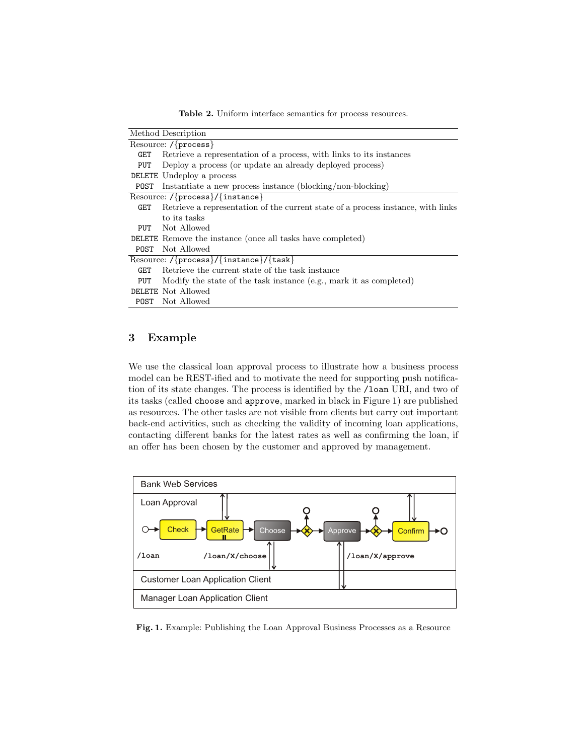**Table 2.** Uniform interface semantics for process resources.

| Method | Description |
|---|---|
| Resource: `/{process}` | |
| `GET` | Retrieve a representation of a process, with links to its instances |
| `PUT` | Deploy a process (or update an already deployed process) |
| `DELETE` | Undeploy a process |
| `POST` | Instantiate a new process instance (blocking/non-blocking) |
| Resource: `/{process}/{instance}` | |
| `GET` | Retrieve a representation of the current state of a process instance, with links to its tasks |
| `PUT` | Not Allowed |
| `DELETE` | Remove the instance (once all tasks have completed) |
| `POST` | Not Allowed |
| Resource: `/{process}/{instance}/{task}` | |
| `GET` | Retrieve the current state of the task instance |
| `PUT` | Modify the state of the task instance (e.g., mark it as completed) |
| `DELETE` | Not Allowed |
| `POST` | Not Allowed |

## 3 Example

We use the classical loan approval process to illustrate how a business process model can be REST-ified and to motivate the need for supporting push notification of its state changes. The process is identified by the `/loan` URI, and two of its tasks (called `choose` and `approve`, marked in black in Figure 1) are published as resources. The other tasks are not visible from clients but carry out important back-end activities, such as checking the validity of incoming loan applications, contacting different banks for the latest rates as well as confirming the loan, if an offer has been chosen by the customer and approved by management.

**Fig. 1.** Example: Publishing the Loan Approval Business Processes as a Resource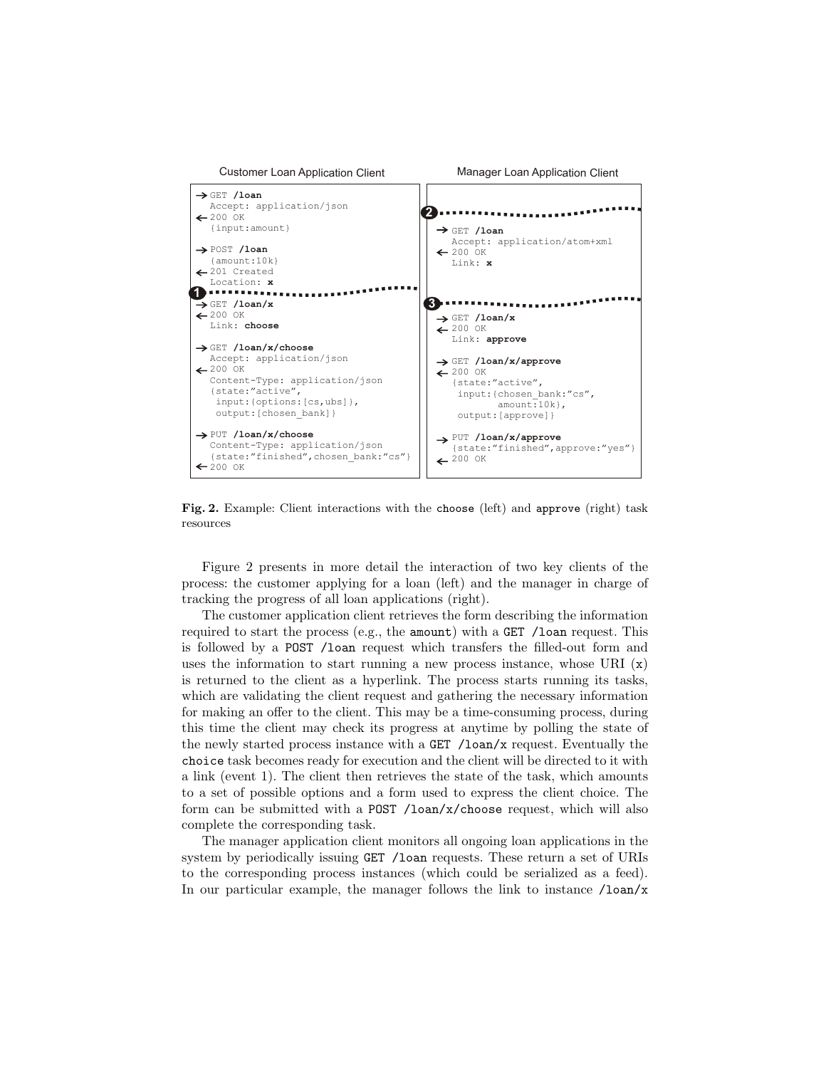**Customer Loan Application Client**

```
→ GET /loan
  Accept: application/json
← 200 OK
  {input:amount}

→ POST /loan
  {amount:10k}
← 201 Created
  Location: x
❶ ..................................
→ GET /loan/x
← 200 OK
  Link: choose

→ GET /loan/x/choose
  Accept: application/json
← 200 OK
  Content-Type: application/json
  {state:"active",
   input:{options:[cs,ubs]},
   output:[chosen_bank]}

→ PUT /loan/x/choose
  Content-Type: application/json
  {state:"finished",chosen_bank:"cs"}
← 200 OK
```

**Manager Loan Application Client**

```
❷ ..................................
→ GET /loan
  Accept: application/atom+xml
← 200 OK
  Link: x

❸ ..................................
→ GET /loan/x
← 200 OK
  Link: approve

→ GET /loan/x/approve
← 200 OK
  {state:"active",
   input:{chosen_bank:"cs",
          amount:10k},
   output:[approve]}

→ PUT /loan/x/approve
  {state:"finished",approve:"yes"}
← 200 OK
```

**Fig. 2.** Example: Client interactions with the `choose` (left) and `approve` (right) task resources

Figure 2 presents in more detail the interaction of two key clients of the process: the customer applying for a loan (left) and the manager in charge of tracking the progress of all loan applications (right).

The customer application client retrieves the form describing the information required to start the process (e.g., the `amount`) with a `GET /loan` request. This is followed by a `POST /loan` request which transfers the filled-out form and uses the information to start running a new process instance, whose URI (`x`) is returned to the client as a hyperlink. The process starts running its tasks, which are validating the client request and gathering the necessary information for making an offer to the client. This may be a time-consuming process, during this time the client may check its progress at anytime by polling the state of the newly started process instance with a `GET /loan/x` request. Eventually the `choice` task becomes ready for execution and the client will be directed to it with a link (event 1). The client then retrieves the state of the task, which amounts to a set of possible options and a form used to express the client choice. The form can be submitted with a `POST /loan/x/choose` request, which will also complete the corresponding task.

The manager application client monitors all ongoing loan applications in the system by periodically issuing `GET /loan` requests. These return a set of URIs to the corresponding process instances (which could be serialized as a feed). In our particular example, the manager follows the link to instance `/loan/x`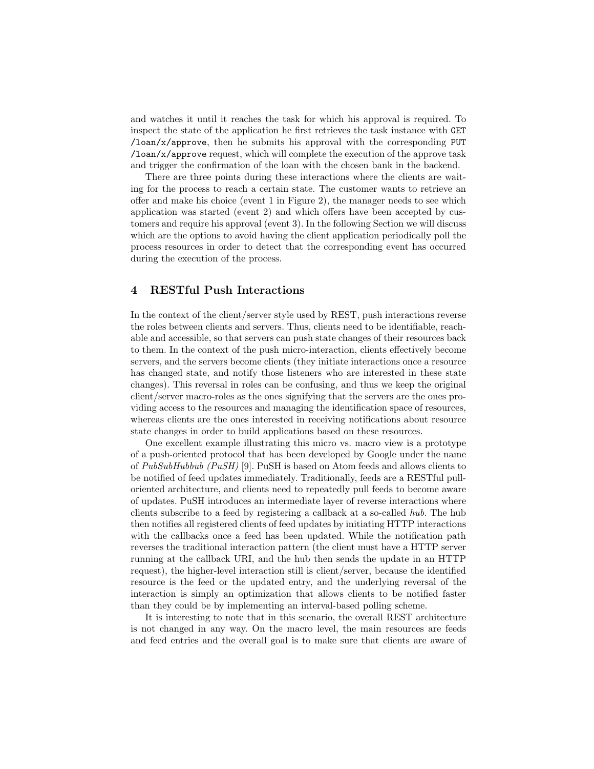and watches it until it reaches the task for which his approval is required. To inspect the state of the application he first retrieves the task instance with `GET /loan/x/approve`, then he submits his approval with the corresponding `PUT /loan/x/approve` request, which will complete the execution of the approve task and trigger the confirmation of the loan with the chosen bank in the backend.

There are three points during these interactions where the clients are waiting for the process to reach a certain state. The customer wants to retrieve an offer and make his choice (event 1 in Figure 2), the manager needs to see which application was started (event 2) and which offers have been accepted by customers and require his approval (event 3). In the following Section we will discuss which are the options to avoid having the client application periodically poll the process resources in order to detect that the corresponding event has occurred during the execution of the process.

## 4 RESTful Push Interactions

In the context of the client/server style used by REST, push interactions reverse the roles between clients and servers. Thus, clients need to be identifiable, reachable and accessible, so that servers can push state changes of their resources back to them. In the context of the push micro-interaction, clients effectively become servers, and the servers become clients (they initiate interactions once a resource has changed state, and notify those listeners who are interested in these state changes). This reversal in roles can be confusing, and thus we keep the original client/server macro-roles as the ones signifying that the servers are the ones providing access to the resources and managing the identification space of resources, whereas clients are the ones interested in receiving notifications about resource state changes in order to build applications based on these resources.

One excellent example illustrating this micro vs. macro view is a prototype of a push-oriented protocol that has been developed by Google under the name of *PubSubHubbub (PuSH)* [9]. PuSH is based on Atom feeds and allows clients to be notified of feed updates immediately. Traditionally, feeds are a RESTful pull-oriented architecture, and clients need to repeatedly pull feeds to become aware of updates. PuSH introduces an intermediate layer of reverse interactions where clients subscribe to a feed by registering a callback at a so-called *hub*. The hub then notifies all registered clients of feed updates by initiating HTTP interactions with the callbacks once a feed has been updated. While the notification path reverses the traditional interaction pattern (the client must have a HTTP server running at the callback URI, and the hub then sends the update in an HTTP request), the higher-level interaction still is client/server, because the identified resource is the feed or the updated entry, and the underlying reversal of the interaction is simply an optimization that allows clients to be notified faster than they could be by implementing an interval-based polling scheme.

It is interesting to note that in this scenario, the overall REST architecture is not changed in any way. On the macro level, the main resources are feeds and feed entries and the overall goal is to make sure that clients are aware of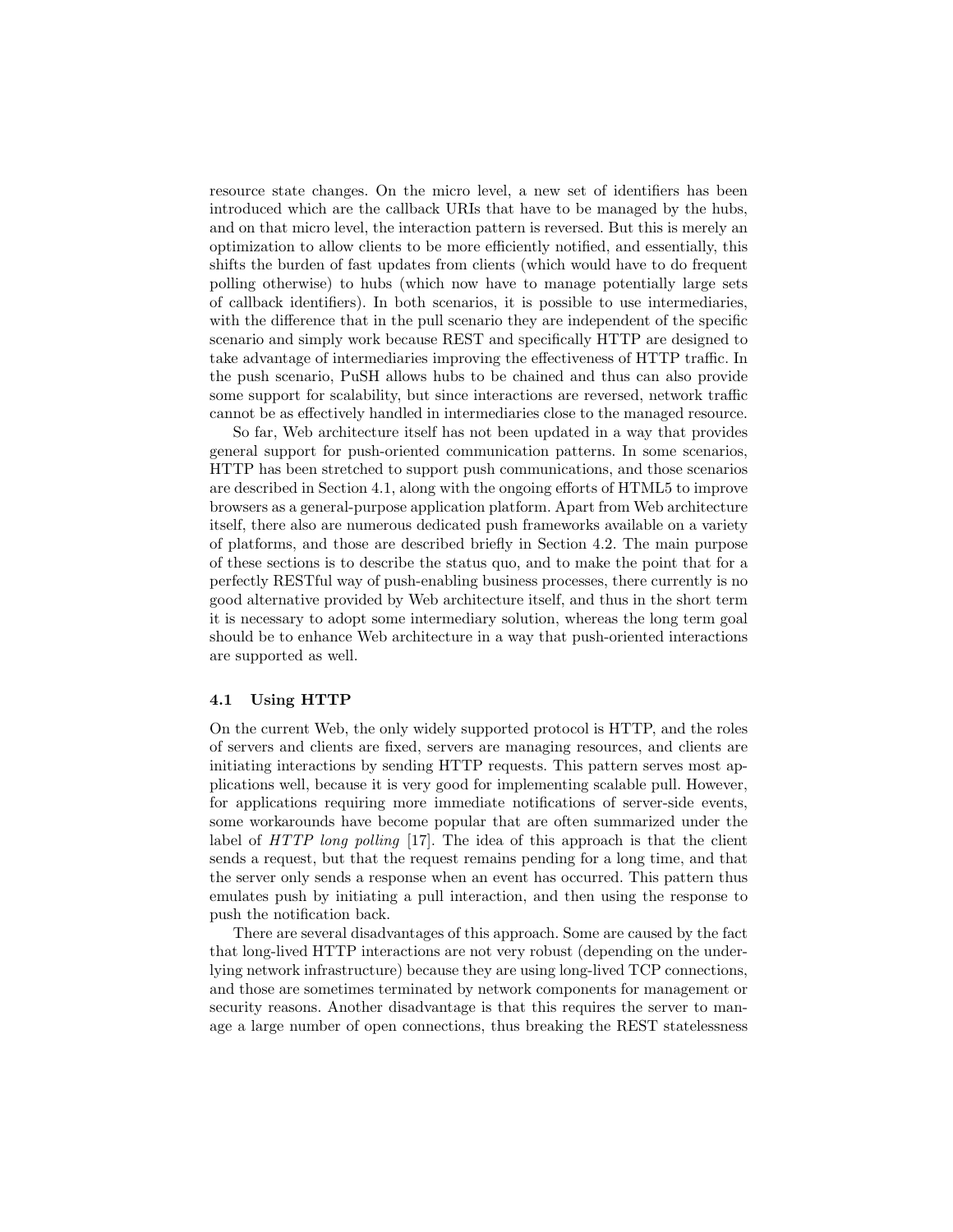resource state changes. On the micro level, a new set of identifiers has been introduced which are the callback URIs that have to be managed by the hubs, and on that micro level, the interaction pattern is reversed. But this is merely an optimization to allow clients to be more efficiently notified, and essentially, this shifts the burden of fast updates from clients (which would have to do frequent polling otherwise) to hubs (which now have to manage potentially large sets of callback identifiers). In both scenarios, it is possible to use intermediaries, with the difference that in the pull scenario they are independent of the specific scenario and simply work because REST and specifically HTTP are designed to take advantage of intermediaries improving the effectiveness of HTTP traffic. In the push scenario, PuSH allows hubs to be chained and thus can also provide some support for scalability, but since interactions are reversed, network traffic cannot be as effectively handled in intermediaries close to the managed resource.

So far, Web architecture itself has not been updated in a way that provides general support for push-oriented communication patterns. In some scenarios, HTTP has been stretched to support push communications, and those scenarios are described in Section 4.1, along with the ongoing efforts of HTML5 to improve browsers as a general-purpose application platform. Apart from Web architecture itself, there also are numerous dedicated push frameworks available on a variety of platforms, and those are described briefly in Section 4.2. The main purpose of these sections is to describe the status quo, and to make the point that for a perfectly RESTful way of push-enabling business processes, there currently is no good alternative provided by Web architecture itself, and thus in the short term it is necessary to adopt some intermediary solution, whereas the long term goal should be to enhance Web architecture in a way that push-oriented interactions are supported as well.

### 4.1 Using HTTP

On the current Web, the only widely supported protocol is HTTP, and the roles of servers and clients are fixed, servers are managing resources, and clients are initiating interactions by sending HTTP requests. This pattern serves most applications well, because it is very good for implementing scalable pull. However, for applications requiring more immediate notifications of server-side events, some workarounds have become popular that are often summarized under the label of *HTTP long polling* [17]. The idea of this approach is that the client sends a request, but that the request remains pending for a long time, and that the server only sends a response when an event has occurred. This pattern thus emulates push by initiating a pull interaction, and then using the response to push the notification back.

There are several disadvantages of this approach. Some are caused by the fact that long-lived HTTP interactions are not very robust (depending on the underlying network infrastructure) because they are using long-lived TCP connections, and those are sometimes terminated by network components for management or security reasons. Another disadvantage is that this requires the server to manage a large number of open connections, thus breaking the REST statelessness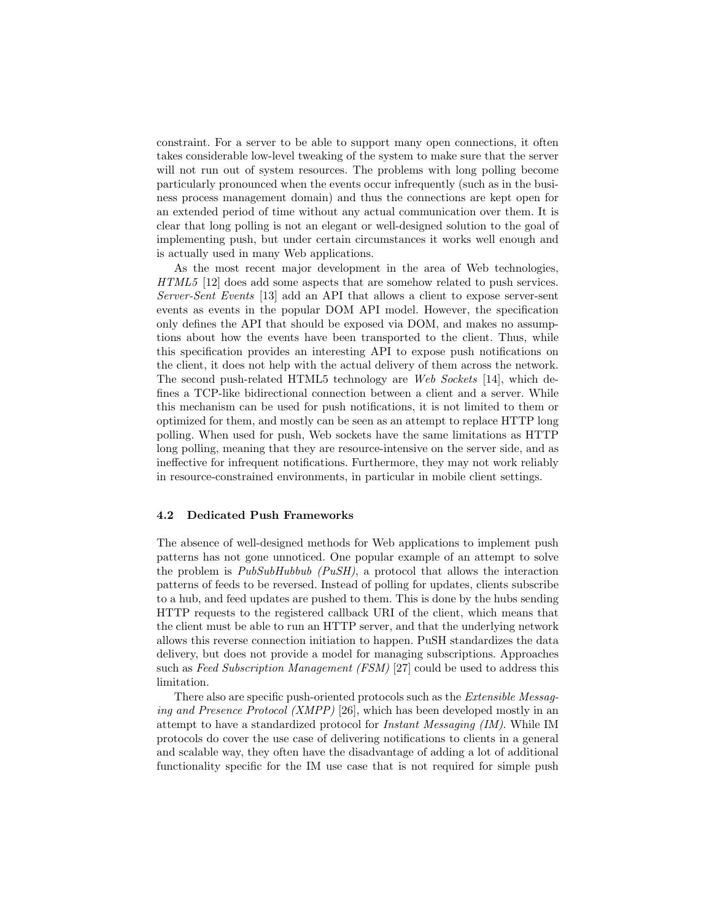constraint. For a server to be able to support many open connections, it often takes considerable low-level tweaking of the system to make sure that the server will not run out of system resources. The problems with long polling become particularly pronounced when the events occur infrequently (such as in the business process management domain) and thus the connections are kept open for an extended period of time without any actual communication over them. It is clear that long polling is not an elegant or well-designed solution to the goal of implementing push, but under certain circumstances it works well enough and is actually used in many Web applications.

As the most recent major development in the area of Web technologies, *HTML5* [12] does add some aspects that are somehow related to push services. *Server-Sent Events* [13] add an API that allows a client to expose server-sent events as events in the popular DOM API model. However, the specification only defines the API that should be exposed via DOM, and makes no assumptions about how the events have been transported to the client. Thus, while this specification provides an interesting API to expose push notifications on the client, it does not help with the actual delivery of them across the network. The second push-related HTML5 technology are *Web Sockets* [14], which defines a TCP-like bidirectional connection between a client and a server. While this mechanism can be used for push notifications, it is not limited to them or optimized for them, and mostly can be seen as an attempt to replace HTTP long polling. When used for push, Web sockets have the same limitations as HTTP long polling, meaning that they are resource-intensive on the server side, and as ineffective for infrequent notifications. Furthermore, they may not work reliably in resource-constrained environments, in particular in mobile client settings.

### 4.2 Dedicated Push Frameworks

The absence of well-designed methods for Web applications to implement push patterns has not gone unnoticed. One popular example of an attempt to solve the problem is *PubSubHubbub (PuSH)*, a protocol that allows the interaction patterns of feeds to be reversed. Instead of polling for updates, clients subscribe to a hub, and feed updates are pushed to them. This is done by the hubs sending HTTP requests to the registered callback URI of the client, which means that the client must be able to run an HTTP server, and that the underlying network allows this reverse connection initiation to happen. PuSH standardizes the data delivery, but does not provide a model for managing subscriptions. Approaches such as *Feed Subscription Management (FSM)* [27] could be used to address this limitation.

There also are specific push-oriented protocols such as the *Extensible Messaging and Presence Protocol (XMPP)* [26], which has been developed mostly in an attempt to have a standardized protocol for *Instant Messaging (IM)*. While IM protocols do cover the use case of delivering notifications to clients in a general and scalable way, they often have the disadvantage of adding a lot of additional functionality specific for the IM use case that is not required for simple push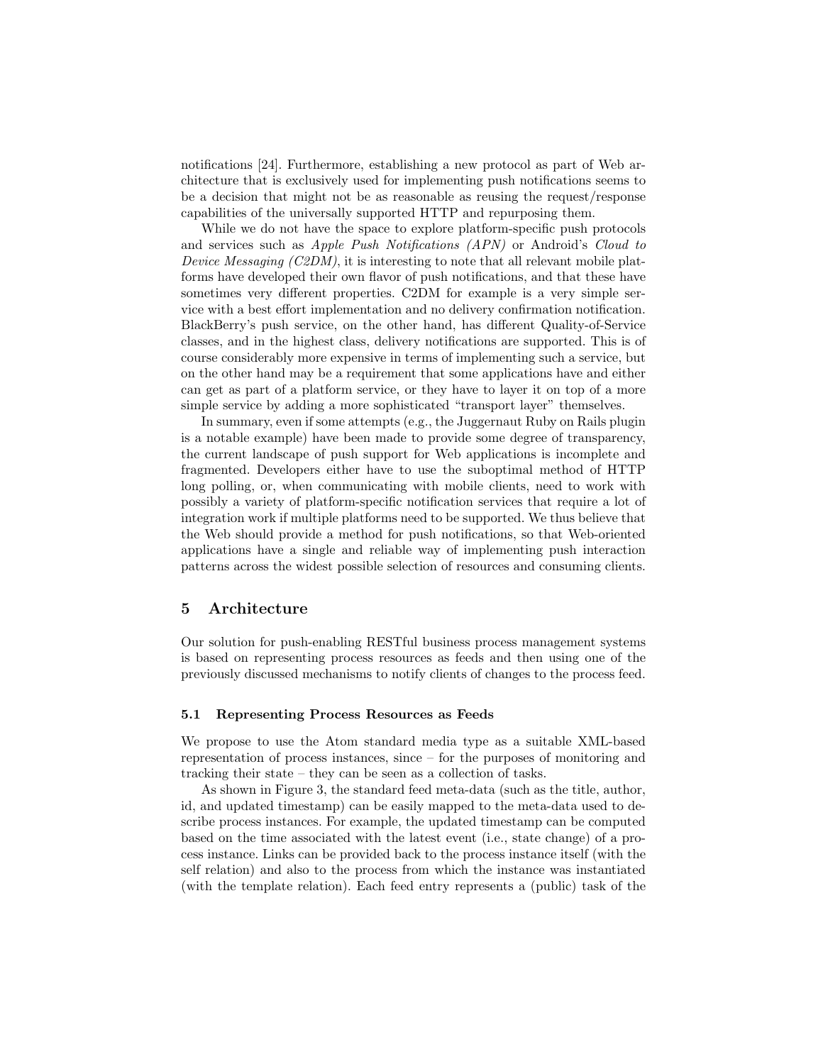notifications [24]. Furthermore, establishing a new protocol as part of Web architecture that is exclusively used for implementing push notifications seems to be a decision that might not be as reasonable as reusing the request/response capabilities of the universally supported HTTP and repurposing them.

While we do not have the space to explore platform-specific push protocols and services such as *Apple Push Notifications (APN)* or Android's *Cloud to Device Messaging (C2DM)*, it is interesting to note that all relevant mobile platforms have developed their own flavor of push notifications, and that these have sometimes very different properties. C2DM for example is a very simple service with a best effort implementation and no delivery confirmation notification. BlackBerry's push service, on the other hand, has different Quality-of-Service classes, and in the highest class, delivery notifications are supported. This is of course considerably more expensive in terms of implementing such a service, but on the other hand may be a requirement that some applications have and either can get as part of a platform service, or they have to layer it on top of a more simple service by adding a more sophisticated "transport layer" themselves.

In summary, even if some attempts (e.g., the Juggernaut Ruby on Rails plugin is a notable example) have been made to provide some degree of transparency, the current landscape of push support for Web applications is incomplete and fragmented. Developers either have to use the suboptimal method of HTTP long polling, or, when communicating with mobile clients, need to work with possibly a variety of platform-specific notification services that require a lot of integration work if multiple platforms need to be supported. We thus believe that the Web should provide a method for push notifications, so that Web-oriented applications have a single and reliable way of implementing push interaction patterns across the widest possible selection of resources and consuming clients.

## 5 Architecture

Our solution for push-enabling RESTful business process management systems is based on representing process resources as feeds and then using one of the previously discussed mechanisms to notify clients of changes to the process feed.

### 5.1 Representing Process Resources as Feeds

We propose to use the Atom standard media type as a suitable XML-based representation of process instances, since – for the purposes of monitoring and tracking their state – they can be seen as a collection of tasks.

As shown in Figure 3, the standard feed meta-data (such as the title, author, id, and updated timestamp) can be easily mapped to the meta-data used to describe process instances. For example, the updated timestamp can be computed based on the time associated with the latest event (i.e., state change) of a process instance. Links can be provided back to the process instance itself (with the self relation) and also to the process from which the instance was instantiated (with the template relation). Each feed entry represents a (public) task of the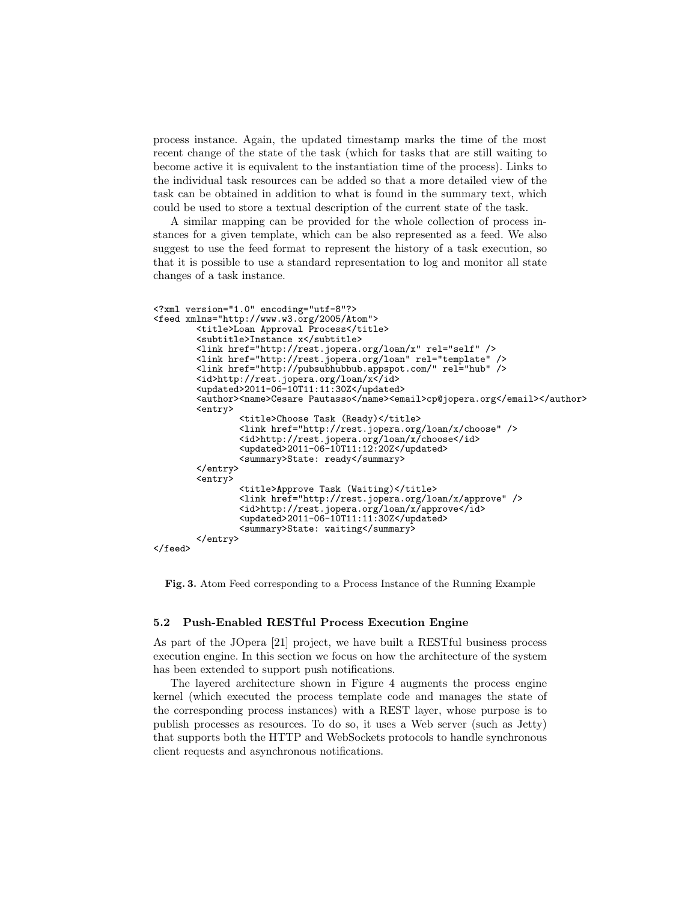process instance. Again, the updated timestamp marks the time of the most recent change of the state of the task (which for tasks that are still waiting to become active it is equivalent to the instantiation time of the process). Links to the individual task resources can be added so that a more detailed view of the task can be obtained in addition to what is found in the summary text, which could be used to store a textual description of the current state of the task.

A similar mapping can be provided for the whole collection of process instances for a given template, which can be also represented as a feed. We also suggest to use the feed format to represent the history of a task execution, so that it is possible to use a standard representation to log and monitor all state changes of a task instance.

```
<?xml version="1.0" encoding="utf-8"?>
<feed xmlns="http://www.w3.org/2005/Atom">
	<title>Loan Approval Process</title>
	<subtitle>Instance x</subtitle>
	<link href="http://rest.jopera.org/loan/x" rel="self" />
	<link href="http://rest.jopera.org/loan" rel="template" />
	<link href="http://pubsubhubbub.appspot.com/" rel="hub" />
	<id>http://rest.jopera.org/loan/x</id>
	<updated>2011-06-10T11:11:30Z</updated>
	<author><name>Cesare Pautasso</name><email>cp@jopera.org</email></author>
	<entry>
		<title>Choose Task (Ready)</title>
		<link href="http://rest.jopera.org/loan/x/choose" />
		<id>http://rest.jopera.org/loan/x/choose</id>
		<updated>2011-06-10T11:12:20Z</updated>
		<summary>State: ready</summary>
	</entry>
	<entry>
		<title>Approve Task (Waiting)</title>
		<link href="http://rest.jopera.org/loan/x/approve" />
		<id>http://rest.jopera.org/loan/x/approve</id>
		<updated>2011-06-10T11:11:30Z</updated>
		<summary>State: waiting</summary>
	</entry>
</feed>
```

**Fig. 3.** Atom Feed corresponding to a Process Instance of the Running Example

### 5.2 Push-Enabled RESTful Process Execution Engine

As part of the JOpera [21] project, we have built a RESTful business process execution engine. In this section we focus on how the architecture of the system has been extended to support push notifications.

The layered architecture shown in Figure 4 augments the process engine kernel (which executed the process template code and manages the state of the corresponding process instances) with a REST layer, whose purpose is to publish processes as resources. To do so, it uses a Web server (such as Jetty) that supports both the HTTP and WebSockets protocols to handle synchronous client requests and asynchronous notifications.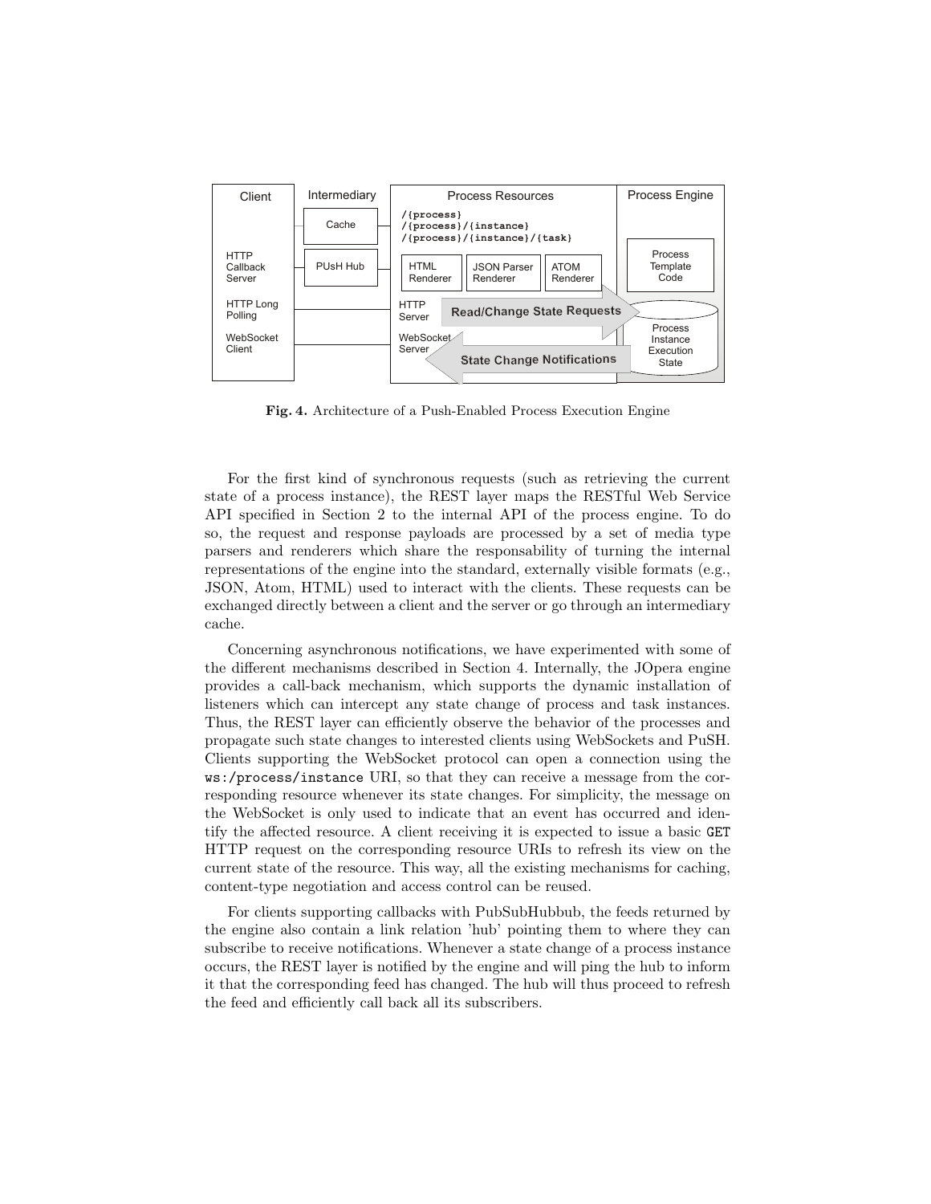Client

HTTP Callback Server

HTTP Long Polling

WebSocket Client

Intermediary

Cache

PUsH Hub

Process Resources

/{process}
/{process}/{instance}
/{process}/{instance}/{task}

HTML Renderer

JSON Parser Renderer

ATOM Renderer

HTTP Server

WebSocket Server

Read/Change State Requests

State Change Notifications

Process Engine

Process Template Code

Process Instance Execution State

**Fig. 4.** Architecture of a Push-Enabled Process Execution Engine

For the first kind of synchronous requests (such as retrieving the current state of a process instance), the REST layer maps the RESTful Web Service API specified in Section 2 to the internal API of the process engine. To do so, the request and response payloads are processed by a set of media type parsers and renderers which share the responsability of turning the internal representations of the engine into the standard, externally visible formats (e.g., JSON, Atom, HTML) used to interact with the clients. These requests can be exchanged directly between a client and the server or go through an intermediary cache.

Concerning asynchronous notifications, we have experimented with some of the different mechanisms described in Section 4. Internally, the JOpera engine provides a call-back mechanism, which supports the dynamic installation of listeners which can intercept any state change of process and task instances. Thus, the REST layer can efficiently observe the behavior of the processes and propagate such state changes to interested clients using WebSockets and PuSH. Clients supporting the WebSocket protocol can open a connection using the `ws:/process/instance` URI, so that they can receive a message from the corresponding resource whenever its state changes. For simplicity, the message on the WebSocket is only used to indicate that an event has occurred and identify the affected resource. A client receiving it is expected to issue a basic `GET` HTTP request on the corresponding resource URIs to refresh its view on the current state of the resource. This way, all the existing mechanisms for caching, content-type negotiation and access control can be reused.

For clients supporting callbacks with PubSubHubbub, the feeds returned by the engine also contain a link relation 'hub' pointing them to where they can subscribe to receive notifications. Whenever a state change of a process instance occurs, the REST layer is notified by the engine and will ping the hub to inform it that the corresponding feed has changed. The hub will thus proceed to refresh the feed and efficiently call back all its subscribers.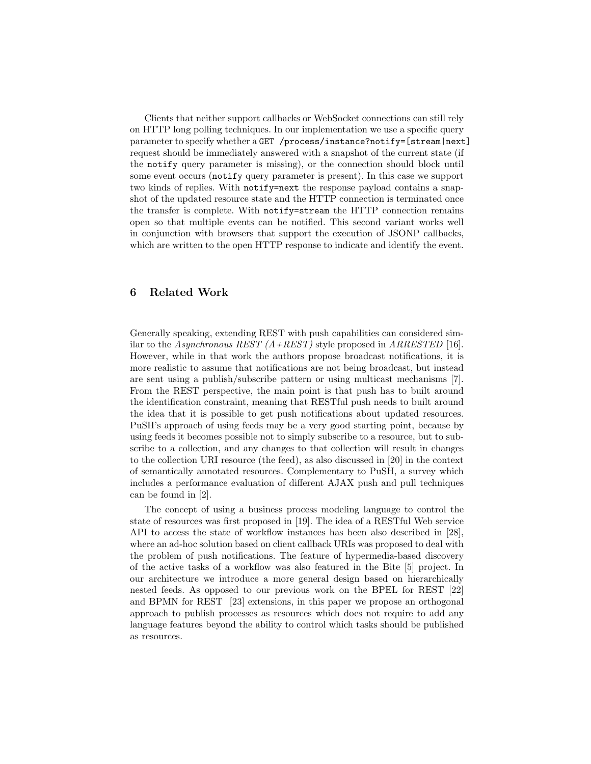Clients that neither support callbacks or WebSocket connections can still rely on HTTP long polling techniques. In our implementation we use a specific query parameter to specify whether a `GET /process/instance?notify=[stream|next]` request should be immediately answered with a snapshot of the current state (if the `notify` query parameter is missing), or the connection should block until some event occurs (`notify` query parameter is present). In this case we support two kinds of replies. With `notify=next` the response payload contains a snapshot of the updated resource state and the HTTP connection is terminated once the transfer is complete. With `notify=stream` the HTTP connection remains open so that multiple events can be notified. This second variant works well in conjunction with browsers that support the execution of JSONP callbacks, which are written to the open HTTP response to indicate and identify the event.

## 6 Related Work

Generally speaking, extending REST with push capabilities can considered similar to the *Asynchronous REST (A+REST)* style proposed in *ARRESTED* [16]. However, while in that work the authors propose broadcast notifications, it is more realistic to assume that notifications are not being broadcast, but instead are sent using a publish/subscribe pattern or using multicast mechanisms [7]. From the REST perspective, the main point is that push has to built around the identification constraint, meaning that RESTful push needs to built around the idea that it is possible to get push notifications about updated resources. PuSH's approach of using feeds may be a very good starting point, because by using feeds it becomes possible not to simply subscribe to a resource, but to subscribe to a collection, and any changes to that collection will result in changes to the collection URI resource (the feed), as also discussed in [20] in the context of semantically annotated resources. Complementary to PuSH, a survey which includes a performance evaluation of different AJAX push and pull techniques can be found in [2].

The concept of using a business process modeling language to control the state of resources was first proposed in [19]. The idea of a RESTful Web service API to access the state of workflow instances has been also described in [28], where an ad-hoc solution based on client callback URIs was proposed to deal with the problem of push notifications. The feature of hypermedia-based discovery of the active tasks of a workflow was also featured in the Bite [5] project. In our architecture we introduce a more general design based on hierarchically nested feeds. As opposed to our previous work on the BPEL for REST [22] and BPMN for REST [23] extensions, in this paper we propose an orthogonal approach to publish processes as resources which does not require to add any language features beyond the ability to control which tasks should be published as resources.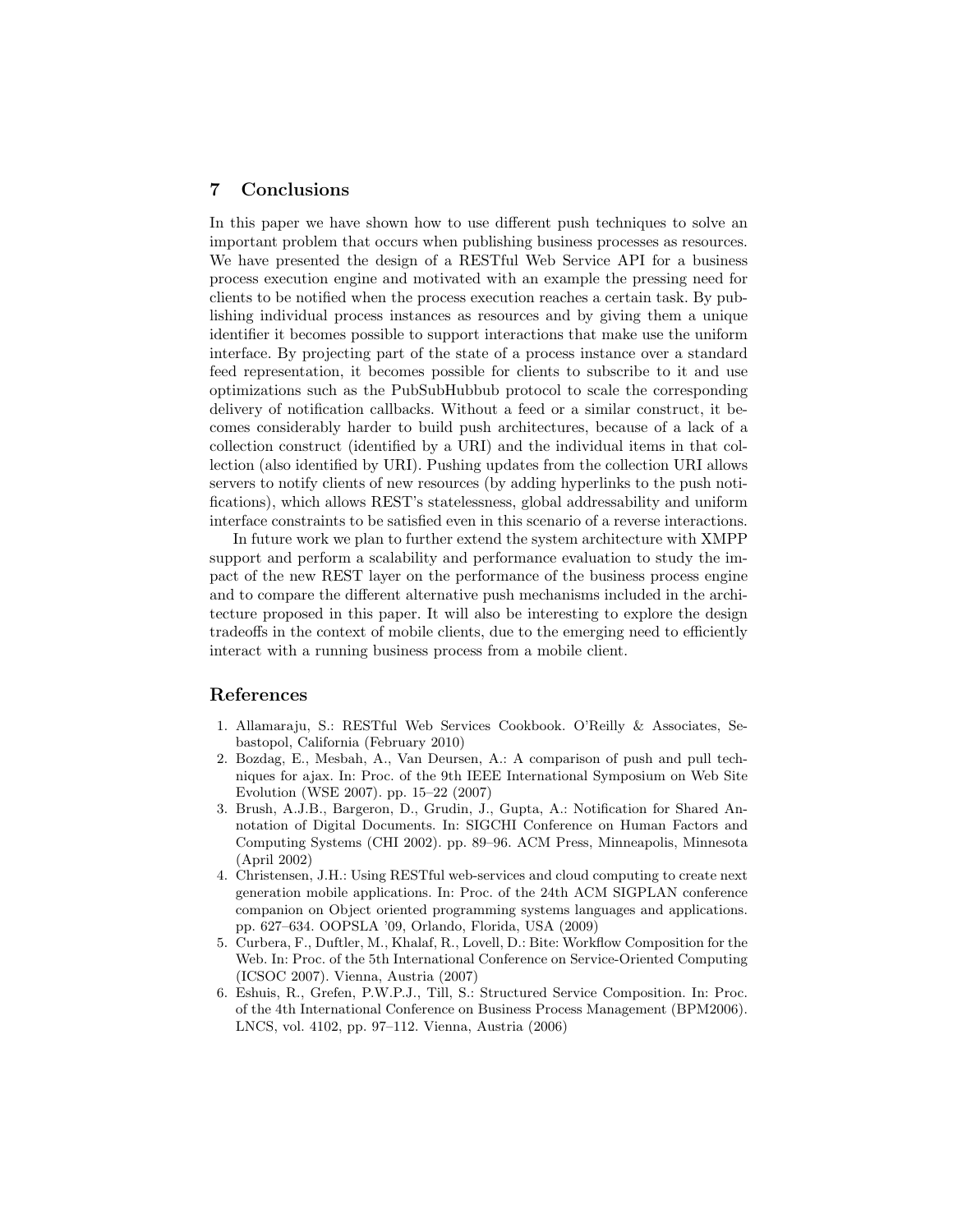## 7 Conclusions

In this paper we have shown how to use different push techniques to solve an important problem that occurs when publishing business processes as resources. We have presented the design of a RESTful Web Service API for a business process execution engine and motivated with an example the pressing need for clients to be notified when the process execution reaches a certain task. By publishing individual process instances as resources and by giving them a unique identifier it becomes possible to support interactions that make use the uniform interface. By projecting part of the state of a process instance over a standard feed representation, it becomes possible for clients to subscribe to it and use optimizations such as the PubSubHubbub protocol to scale the corresponding delivery of notification callbacks. Without a feed or a similar construct, it becomes considerably harder to build push architectures, because of a lack of a collection construct (identified by a URI) and the individual items in that collection (also identified by URI). Pushing updates from the collection URI allows servers to notify clients of new resources (by adding hyperlinks to the push notifications), which allows REST's statelessness, global addressability and uniform interface constraints to be satisfied even in this scenario of a reverse interactions.

In future work we plan to further extend the system architecture with XMPP support and perform a scalability and performance evaluation to study the impact of the new REST layer on the performance of the business process engine and to compare the different alternative push mechanisms included in the architecture proposed in this paper. It will also be interesting to explore the design tradeoffs in the context of mobile clients, due to the emerging need to efficiently interact with a running business process from a mobile client.

## References

1. Allamaraju, S.: RESTful Web Services Cookbook. O'Reilly & Associates, Sebastopol, California (February 2010)
2. Bozdag, E., Mesbah, A., Van Deursen, A.: A comparison of push and pull techniques for ajax. In: Proc. of the 9th IEEE International Symposium on Web Site Evolution (WSE 2007). pp. 15–22 (2007)
3. Brush, A.J.B., Bargeron, D., Grudin, J., Gupta, A.: Notification for Shared Annotation of Digital Documents. In: SIGCHI Conference on Human Factors and Computing Systems (CHI 2002). pp. 89–96. ACM Press, Minneapolis, Minnesota (April 2002)
4. Christensen, J.H.: Using RESTful web-services and cloud computing to create next generation mobile applications. In: Proc. of the 24th ACM SIGPLAN conference companion on Object oriented programming systems languages and applications. pp. 627–634. OOPSLA '09, Orlando, Florida, USA (2009)
5. Curbera, F., Duftler, M., Khalaf, R., Lovell, D.: Bite: Workflow Composition for the Web. In: Proc. of the 5th International Conference on Service-Oriented Computing (ICSOC 2007). Vienna, Austria (2007)
6. Eshuis, R., Grefen, P.W.P.J., Till, S.: Structured Service Composition. In: Proc. of the 4th International Conference on Business Process Management (BPM2006). LNCS, vol. 4102, pp. 97–112. Vienna, Austria (2006)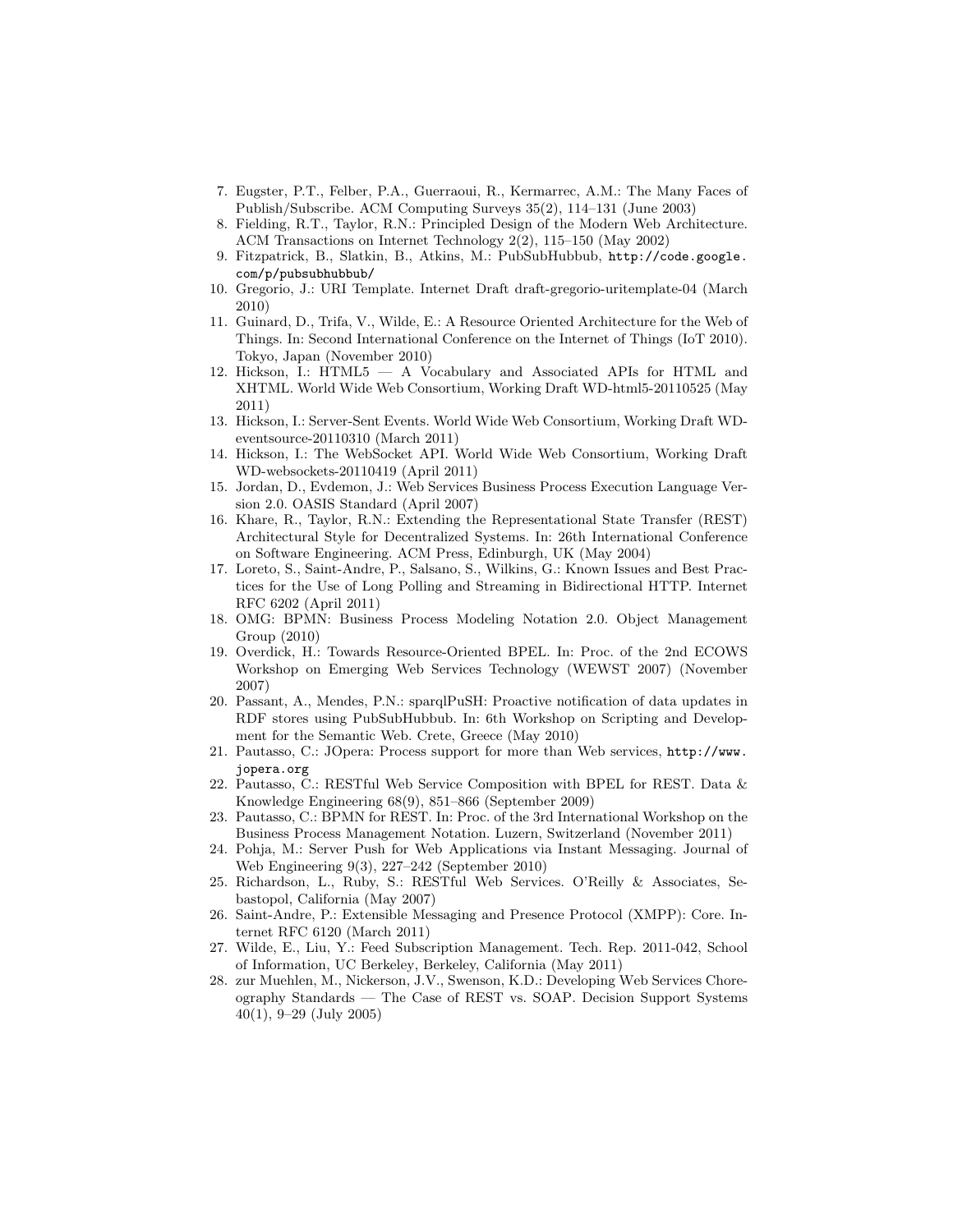7. Eugster, P.T., Felber, P.A., Guerraoui, R., Kermarrec, A.M.: The Many Faces of Publish/Subscribe. ACM Computing Surveys 35(2), 114–131 (June 2003)
8. Fielding, R.T., Taylor, R.N.: Principled Design of the Modern Web Architecture. ACM Transactions on Internet Technology 2(2), 115–150 (May 2002)
9. Fitzpatrick, B., Slatkin, B., Atkins, M.: PubSubHubbub, `http://code.google.com/p/pubsubhubbub/`
10. Gregorio, J.: URI Template. Internet Draft draft-gregorio-uritemplate-04 (March 2010)
11. Guinard, D., Trifa, V., Wilde, E.: A Resource Oriented Architecture for the Web of Things. In: Second International Conference on the Internet of Things (IoT 2010). Tokyo, Japan (November 2010)
12. Hickson, I.: HTML5 — A Vocabulary and Associated APIs for HTML and XHTML. World Wide Web Consortium, Working Draft WD-html5-20110525 (May 2011)
13. Hickson, I.: Server-Sent Events. World Wide Web Consortium, Working Draft WD-eventsource-20110310 (March 2011)
14. Hickson, I.: The WebSocket API. World Wide Web Consortium, Working Draft WD-websockets-20110419 (April 2011)
15. Jordan, D., Evdemon, J.: Web Services Business Process Execution Language Version 2.0. OASIS Standard (April 2007)
16. Khare, R., Taylor, R.N.: Extending the Representational State Transfer (REST) Architectural Style for Decentralized Systems. In: 26th International Conference on Software Engineering. ACM Press, Edinburgh, UK (May 2004)
17. Loreto, S., Saint-Andre, P., Salsano, S., Wilkins, G.: Known Issues and Best Practices for the Use of Long Polling and Streaming in Bidirectional HTTP. Internet RFC 6202 (April 2011)
18. OMG: BPMN: Business Process Modeling Notation 2.0. Object Management Group (2010)
19. Overdick, H.: Towards Resource-Oriented BPEL. In: Proc. of the 2nd ECOWS Workshop on Emerging Web Services Technology (WEWST 2007) (November 2007)
20. Passant, A., Mendes, P.N.: sparqlPuSH: Proactive notification of data updates in RDF stores using PubSubHubbub. In: 6th Workshop on Scripting and Development for the Semantic Web. Crete, Greece (May 2010)
21. Pautasso, C.: JOpera: Process support for more than Web services, `http://www.jopera.org`
22. Pautasso, C.: RESTful Web Service Composition with BPEL for REST. Data & Knowledge Engineering 68(9), 851–866 (September 2009)
23. Pautasso, C.: BPMN for REST. In: Proc. of the 3rd International Workshop on the Business Process Management Notation. Luzern, Switzerland (November 2011)
24. Pohja, M.: Server Push for Web Applications via Instant Messaging. Journal of Web Engineering 9(3), 227–242 (September 2010)
25. Richardson, L., Ruby, S.: RESTful Web Services. O'Reilly & Associates, Sebastopol, California (May 2007)
26. Saint-Andre, P.: Extensible Messaging and Presence Protocol (XMPP): Core. Internet RFC 6120 (March 2011)
27. Wilde, E., Liu, Y.: Feed Subscription Management. Tech. Rep. 2011-042, School of Information, UC Berkeley, Berkeley, California (May 2011)
28. zur Muehlen, M., Nickerson, J.V., Swenson, K.D.: Developing Web Services Choreography Standards — The Case of REST vs. SOAP. Decision Support Systems 40(1), 9–29 (July 2005)